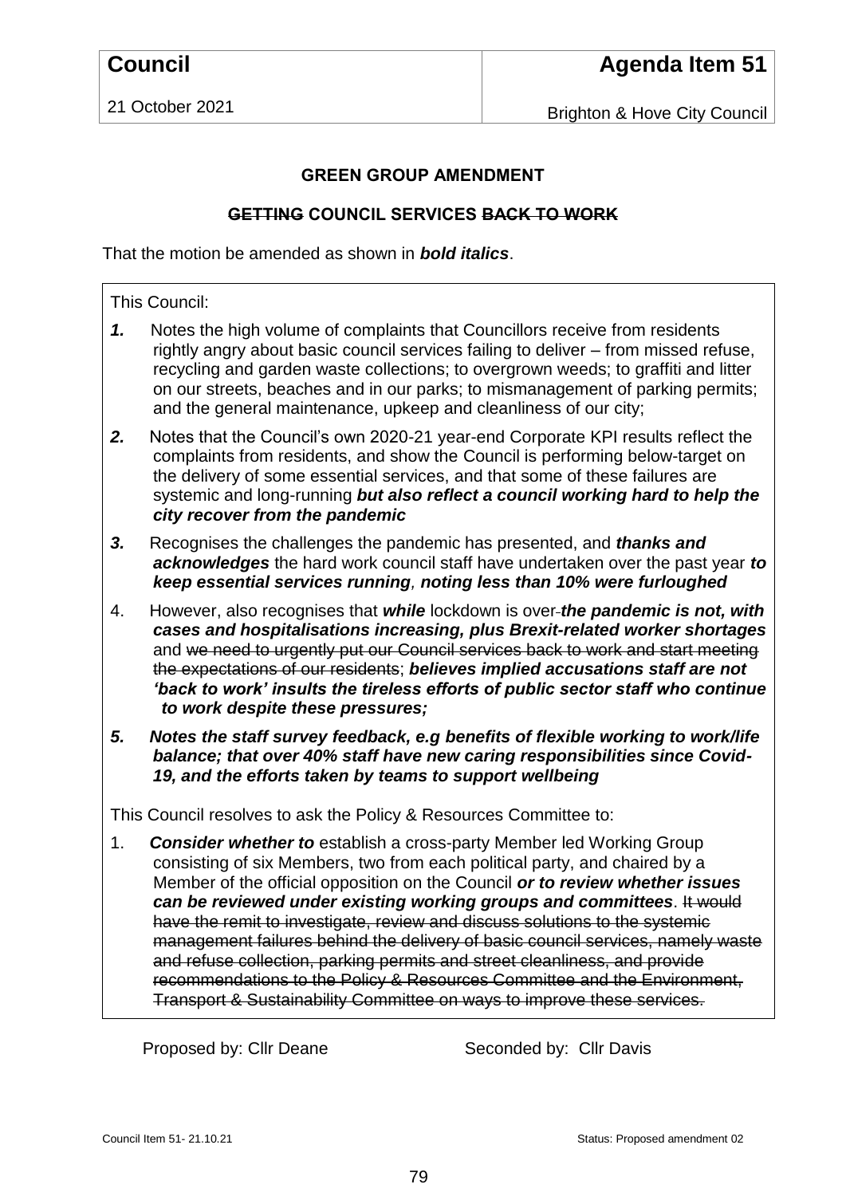| **Council** | **Agenda Item 51** |
| --- | --- |
| 21 October 2021 | Brighton & Hove City Council |

**GREEN GROUP AMENDMENT**

**~~GETTING~~ COUNCIL SERVICES ~~BACK TO WORK~~**

That the motion be amended as shown in ***bold italics***.

This Council:

***1.*** Notes the high volume of complaints that Councillors receive from residents rightly angry about basic council services failing to deliver – from missed refuse, recycling and garden waste collections; to overgrown weeds; to graffiti and litter on our streets, beaches and in our parks; to mismanagement of parking permits; and the general maintenance, upkeep and cleanliness of our city;

***2.*** Notes that the Council's own 2020-21 year-end Corporate KPI results reflect the complaints from residents, and show the Council is performing below-target on the delivery of some essential services, and that some of these failures are systemic and long-running ***but also reflect a council working hard to help the city recover from the pandemic***

***3.*** Recognises the challenges the pandemic has presented, and ***thanks and acknowledges*** the hard work council staff have undertaken over the past year ***to keep essential services running, noting less than 10% were furloughed***

4. However, also recognises that ***while*** lockdown is over~~-~~***the pandemic is not, with cases and hospitalisations increasing, plus Brexit-related worker shortages*** and ~~we need to urgently put our Council services back to work and start meeting the expectations of our residents~~; ***believes implied accusations staff are not 'back to work' insults the tireless efforts of public sector staff who continue to work despite these pressures;***

***5. Notes the staff survey feedback, e.g benefits of flexible working to work/life balance; that over 40% staff have new caring responsibilities since Covid-19, and the efforts taken by teams to support wellbeing***

This Council resolves to ask the Policy & Resources Committee to:

1. ***Consider whether to*** establish a cross-party Member led Working Group consisting of six Members, two from each political party, and chaired by a Member of the official opposition on the Council ***or to review whether issues can be reviewed under existing working groups and committees***. ~~It would have the remit to investigate, review and discuss solutions to the systemic management failures behind the delivery of basic council services, namely waste and refuse collection, parking permits and street cleanliness, and provide recommendations to the Policy & Resources Committee and the Environment, Transport & Sustainability Committee on ways to improve these services.~~

Proposed by: Cllr Deane    Seconded by: Cllr Davis

Council Item 51- 21.10.21    Status: Proposed amendment 02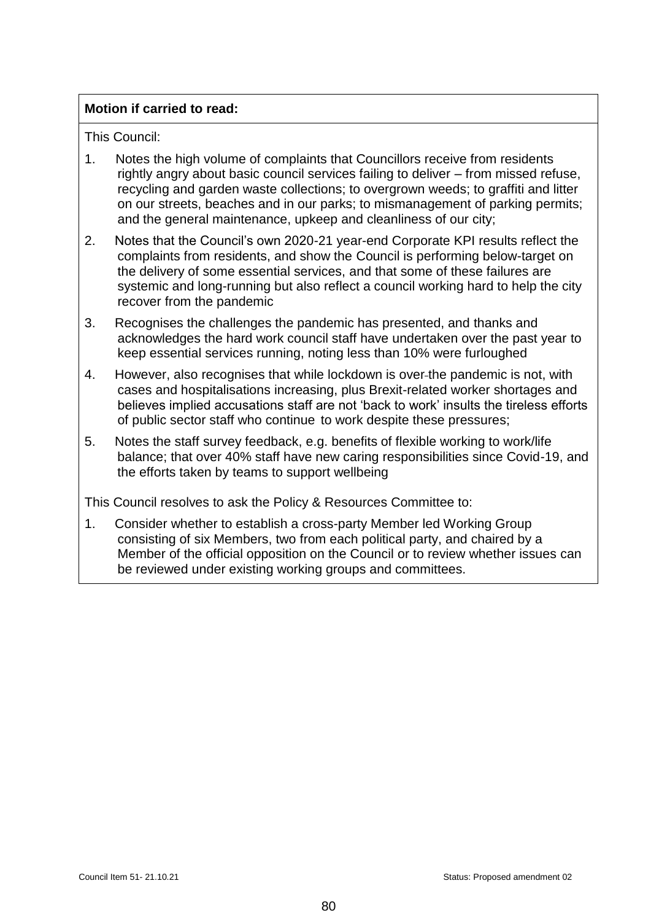**Motion if carried to read:**

This Council:

1. Notes the high volume of complaints that Councillors receive from residents rightly angry about basic council services failing to deliver – from missed refuse, recycling and garden waste collections; to overgrown weeds; to graffiti and litter on our streets, beaches and in our parks; to mismanagement of parking permits; and the general maintenance, upkeep and cleanliness of our city;
2. Notes that the Council's own 2020-21 year-end Corporate KPI results reflect the complaints from residents, and show the Council is performing below-target on the delivery of some essential services, and that some of these failures are systemic and long-running but also reflect a council working hard to help the city recover from the pandemic
3. Recognises the challenges the pandemic has presented, and thanks and acknowledges the hard work council staff have undertaken over the past year to keep essential services running, noting less than 10% were furloughed
4. However, also recognises that while lockdown is over the pandemic is not, with cases and hospitalisations increasing, plus Brexit-related worker shortages and believes implied accusations staff are not 'back to work' insults the tireless efforts of public sector staff who continue to work despite these pressures;
5. Notes the staff survey feedback, e.g. benefits of flexible working to work/life balance; that over 40% staff have new caring responsibilities since Covid-19, and the efforts taken by teams to support wellbeing

This Council resolves to ask the Policy & Resources Committee to:

1. Consider whether to establish a cross-party Member led Working Group consisting of six Members, two from each political party, and chaired by a Member of the official opposition on the Council or to review whether issues can be reviewed under existing working groups and committees.

Council Item 51- 21.10.21 Status: Proposed amendment 02